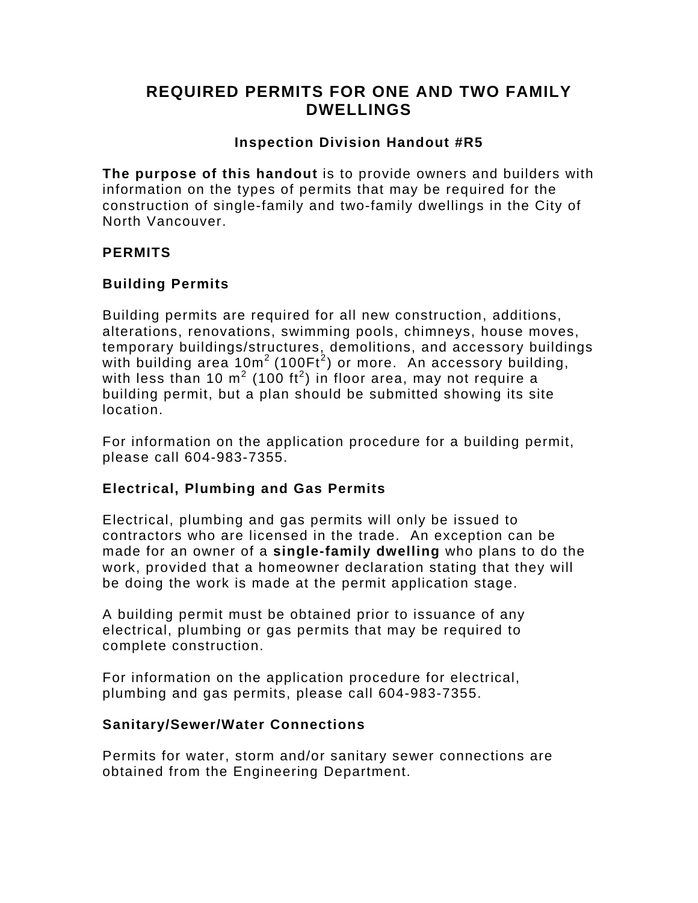# REQUIRED PERMITS FOR ONE AND TWO FAMILY DWELLINGS

### Inspection Division Handout #R5

**The purpose of this handout** is to provide owners and builders with information on the types of permits that may be required for the construction of single-family and two-family dwellings in the City of North Vancouver.

## PERMITS

### Building Permits

Building permits are required for all new construction, additions, alterations, renovations, swimming pools, chimneys, house moves, temporary buildings/structures, demolitions, and accessory buildings with building area $10m^2$ ($100Ft^2$) or more. An accessory building, with less than 10 $m^2$ (100 $ft^2$) in floor area, may not require a building permit, but a plan should be submitted showing its site location.

For information on the application procedure for a building permit, please call 604-983-7355.

### Electrical, Plumbing and Gas Permits

Electrical, plumbing and gas permits will only be issued to contractors who are licensed in the trade. An exception can be made for an owner of a **single-family dwelling** who plans to do the work, provided that a homeowner declaration stating that they will be doing the work is made at the permit application stage.

A building permit must be obtained prior to issuance of any electrical, plumbing or gas permits that may be required to complete construction.

For information on the application procedure for electrical, plumbing and gas permits, please call 604-983-7355.

### Sanitary/Sewer/Water Connections

Permits for water, storm and/or sanitary sewer connections are obtained from the Engineering Department.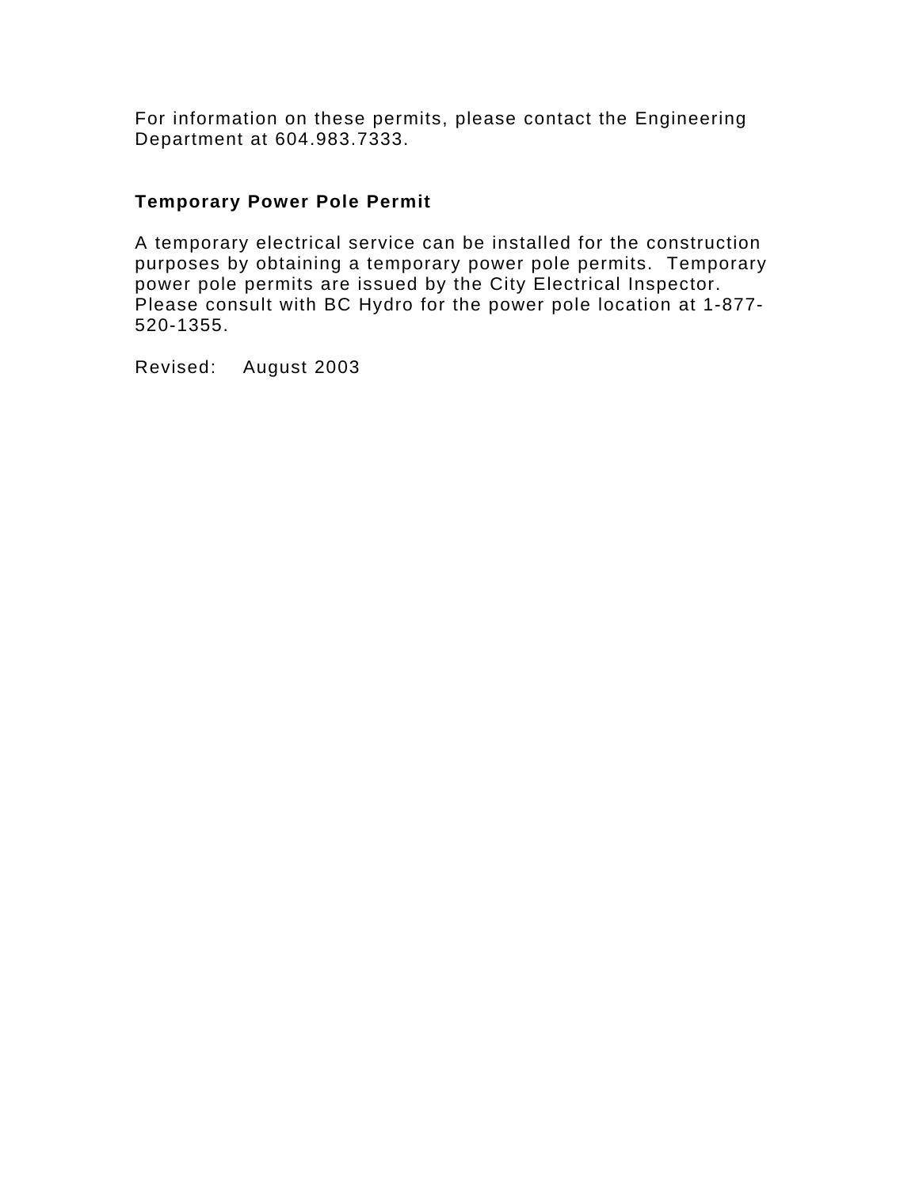For information on these permits, please contact the Engineering Department at 604.983.7333.

**Temporary Power Pole Permit**

A temporary electrical service can be installed for the construction purposes by obtaining a temporary power pole permits. Temporary power pole permits are issued by the City Electrical Inspector. Please consult with BC Hydro for the power pole location at 1-877-520-1355.

Revised: August 2003